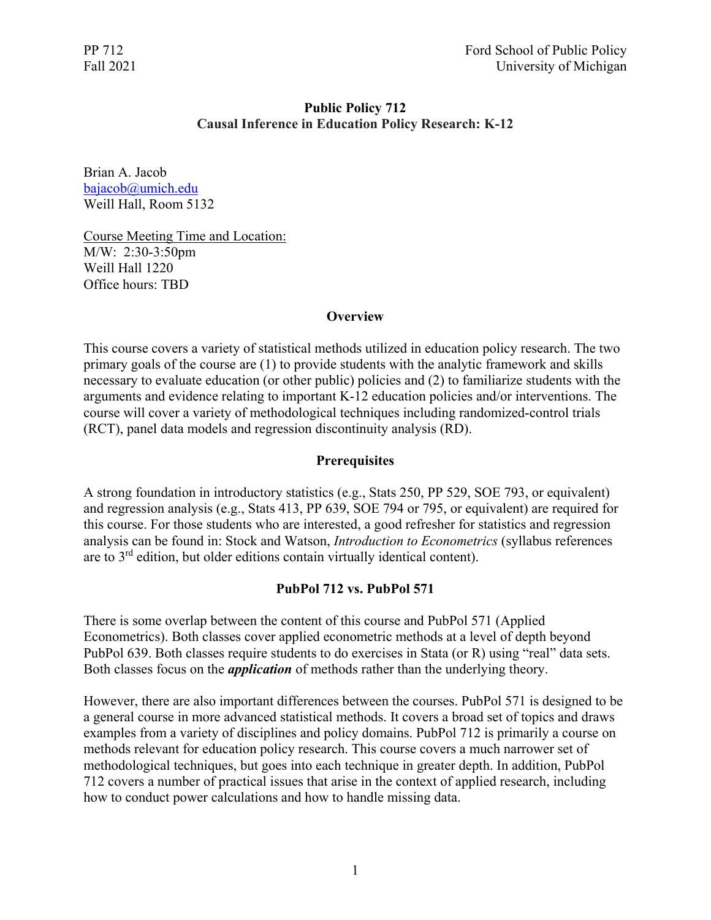PP 712
Fall 2021

Ford School of Public Policy
University of Michigan

# Public Policy 712
## Causal Inference in Education Policy Research: K-12

Brian A. Jacob
bajacob@umich.edu
Weill Hall, Room 5132

Course Meeting Time and Location:
M/W: 2:30-3:50pm
Weill Hall 1220
Office hours: TBD

## Overview

This course covers a variety of statistical methods utilized in education policy research. The two primary goals of the course are (1) to provide students with the analytic framework and skills necessary to evaluate education (or other public) policies and (2) to familiarize students with the arguments and evidence relating to important K-12 education policies and/or interventions. The course will cover a variety of methodological techniques including randomized-control trials (RCT), panel data models and regression discontinuity analysis (RD).

## Prerequisites

A strong foundation in introductory statistics (e.g., Stats 250, PP 529, SOE 793, or equivalent) and regression analysis (e.g., Stats 413, PP 639, SOE 794 or 795, or equivalent) are required for this course. For those students who are interested, a good refresher for statistics and regression analysis can be found in: Stock and Watson, *Introduction to Econometrics* (syllabus references are to 3rd edition, but older editions contain virtually identical content).

## PubPol 712 vs. PubPol 571

There is some overlap between the content of this course and PubPol 571 (Applied Econometrics). Both classes cover applied econometric methods at a level of depth beyond PubPol 639. Both classes require students to do exercises in Stata (or R) using "real" data sets. Both classes focus on the ***application*** of methods rather than the underlying theory.

However, there are also important differences between the courses. PubPol 571 is designed to be a general course in more advanced statistical methods. It covers a broad set of topics and draws examples from a variety of disciplines and policy domains. PubPol 712 is primarily a course on methods relevant for education policy research. This course covers a much narrower set of methodological techniques, but goes into each technique in greater depth. In addition, PubPol 712 covers a number of practical issues that arise in the context of applied research, including how to conduct power calculations and how to handle missing data.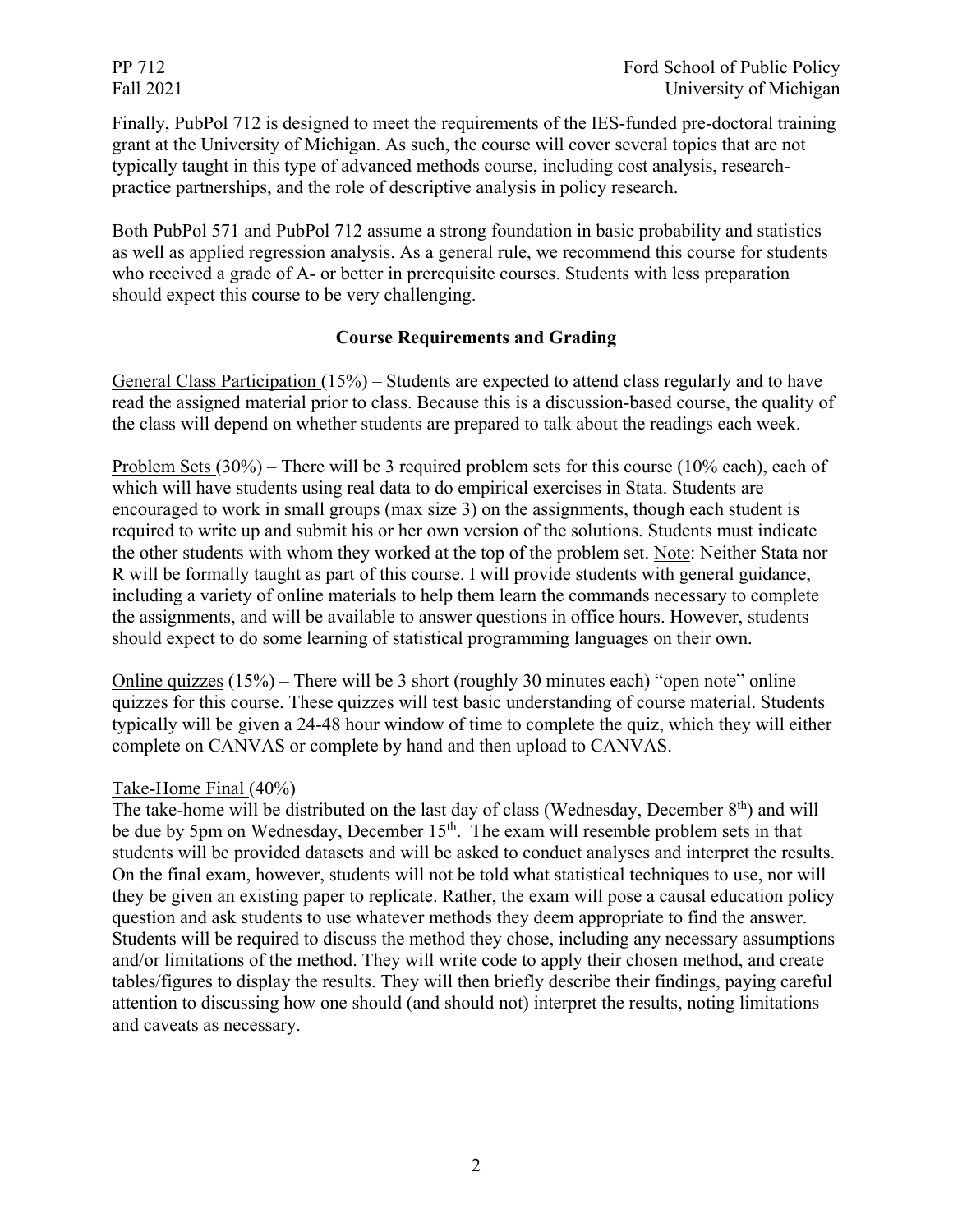Finally, PubPol 712 is designed to meet the requirements of the IES-funded pre-doctoral training grant at the University of Michigan. As such, the course will cover several topics that are not typically taught in this type of advanced methods course, including cost analysis, research-practice partnerships, and the role of descriptive analysis in policy research.

Both PubPol 571 and PubPol 712 assume a strong foundation in basic probability and statistics as well as applied regression analysis. As a general rule, we recommend this course for students who received a grade of A- or better in prerequisite courses. Students with less preparation should expect this course to be very challenging.

## Course Requirements and Grading

General Class Participation (15%) – Students are expected to attend class regularly and to have read the assigned material prior to class. Because this is a discussion-based course, the quality of the class will depend on whether students are prepared to talk about the readings each week.

Problem Sets (30%) – There will be 3 required problem sets for this course (10% each), each of which will have students using real data to do empirical exercises in Stata. Students are encouraged to work in small groups (max size 3) on the assignments, though each student is required to write up and submit his or her own version of the solutions. Students must indicate the other students with whom they worked at the top of the problem set. Note: Neither Stata nor R will be formally taught as part of this course. I will provide students with general guidance, including a variety of online materials to help them learn the commands necessary to complete the assignments, and will be available to answer questions in office hours. However, students should expect to do some learning of statistical programming languages on their own.

Online quizzes (15%) – There will be 3 short (roughly 30 minutes each) "open note" online quizzes for this course. These quizzes will test basic understanding of course material. Students typically will be given a 24-48 hour window of time to complete the quiz, which they will either complete on CANVAS or complete by hand and then upload to CANVAS.

Take-Home Final (40%)

The take-home will be distributed on the last day of class (Wednesday, December 8th) and will be due by 5pm on Wednesday, December 15th. The exam will resemble problem sets in that students will be provided datasets and will be asked to conduct analyses and interpret the results. On the final exam, however, students will not be told what statistical techniques to use, nor will they be given an existing paper to replicate. Rather, the exam will pose a causal education policy question and ask students to use whatever methods they deem appropriate to find the answer. Students will be required to discuss the method they chose, including any necessary assumptions and/or limitations of the method. They will write code to apply their chosen method, and create tables/figures to display the results. They will then briefly describe their findings, paying careful attention to discussing how one should (and should not) interpret the results, noting limitations and caveats as necessary.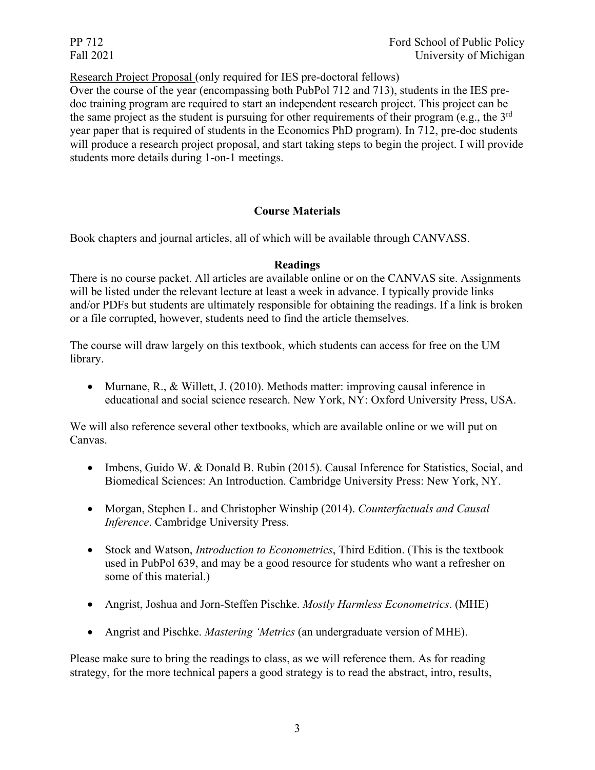Research Project Proposal (only required for IES pre-doctoral fellows)
Over the course of the year (encompassing both PubPol 712 and 713), students in the IES pre-doc training program are required to start an independent research project. This project can be the same project as the student is pursuing for other requirements of their program (e.g., the 3rd year paper that is required of students in the Economics PhD program). In 712, pre-doc students will produce a research project proposal, and start taking steps to begin the project. I will provide students more details during 1-on-1 meetings.

## Course Materials

Book chapters and journal articles, all of which will be available through CANVASS.

### Readings

There is no course packet. All articles are available online or on the CANVAS site. Assignments will be listed under the relevant lecture at least a week in advance. I typically provide links and/or PDFs but students are ultimately responsible for obtaining the readings. If a link is broken or a file corrupted, however, students need to find the article themselves.

The course will draw largely on this textbook, which students can access for free on the UM library.

- Murnane, R., & Willett, J. (2010). Methods matter: improving causal inference in educational and social science research. New York, NY: Oxford University Press, USA.

We will also reference several other textbooks, which are available online or we will put on Canvas.

- Imbens, Guido W. & Donald B. Rubin (2015). Causal Inference for Statistics, Social, and Biomedical Sciences: An Introduction. Cambridge University Press: New York, NY.
- Morgan, Stephen L. and Christopher Winship (2014). *Counterfactuals and Causal Inference*. Cambridge University Press.
- Stock and Watson, *Introduction to Econometrics*, Third Edition. (This is the textbook used in PubPol 639, and may be a good resource for students who want a refresher on some of this material.)
- Angrist, Joshua and Jorn-Steffen Pischke. *Mostly Harmless Econometrics*. (MHE)
- Angrist and Pischke. *Mastering 'Metrics* (an undergraduate version of MHE).

Please make sure to bring the readings to class, as we will reference them. As for reading strategy, for the more technical papers a good strategy is to read the abstract, intro, results,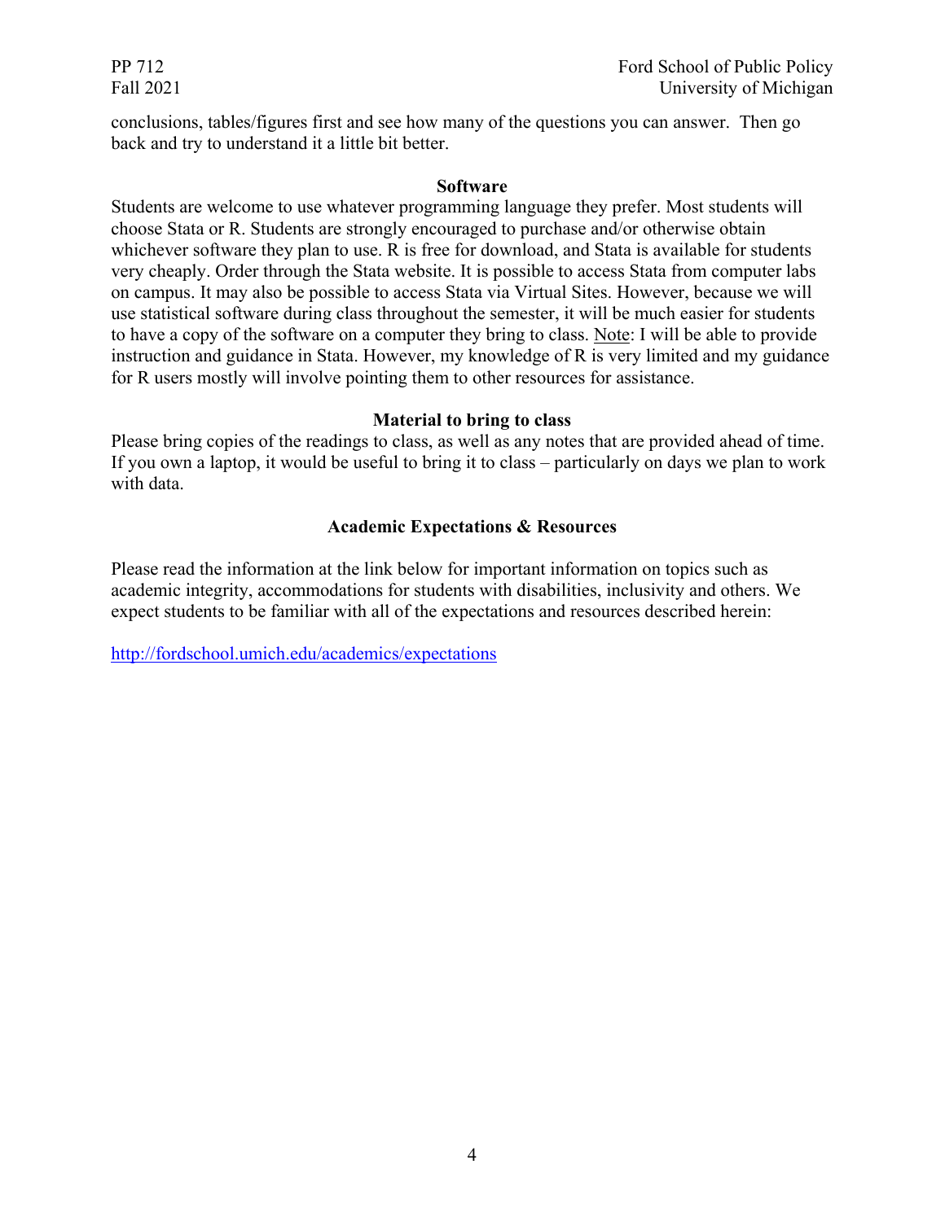conclusions, tables/figures first and see how many of the questions you can answer. Then go back and try to understand it a little bit better.

### Software

Students are welcome to use whatever programming language they prefer. Most students will choose Stata or R. Students are strongly encouraged to purchase and/or otherwise obtain whichever software they plan to use. R is free for download, and Stata is available for students very cheaply. Order through the Stata website. It is possible to access Stata from computer labs on campus. It may also be possible to access Stata via Virtual Sites. However, because we will use statistical software during class throughout the semester, it will be much easier for students to have a copy of the software on a computer they bring to class. Note: I will be able to provide instruction and guidance in Stata. However, my knowledge of R is very limited and my guidance for R users mostly will involve pointing them to other resources for assistance.

### Material to bring to class

Please bring copies of the readings to class, as well as any notes that are provided ahead of time. If you own a laptop, it would be useful to bring it to class – particularly on days we plan to work with data.

### Academic Expectations & Resources

Please read the information at the link below for important information on topics such as academic integrity, accommodations for students with disabilities, inclusivity and others. We expect students to be familiar with all of the expectations and resources described herein:

http://fordschool.umich.edu/academics/expectations